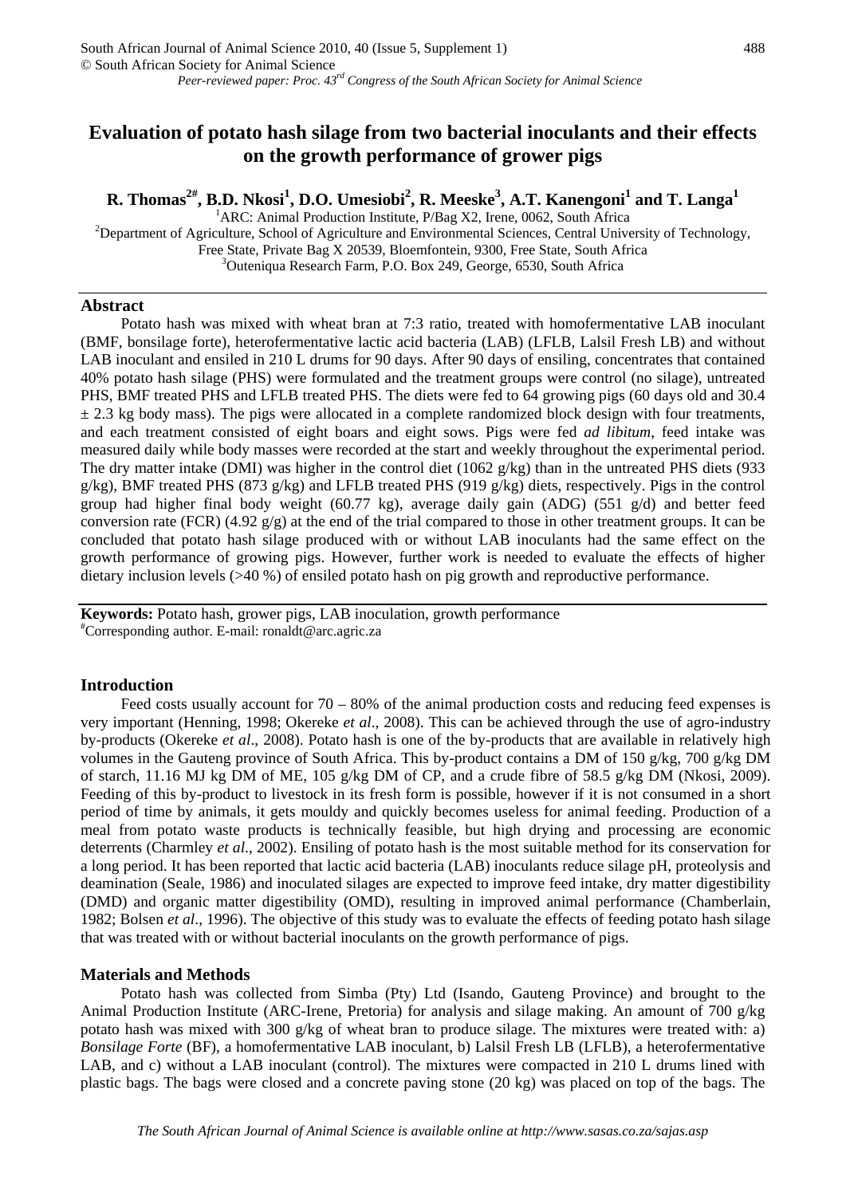# Evaluation of potato hash silage from two bacterial inoculants and their effects on the growth performance of grower pigs

**R. Thomas[2#], B.D. Nkosi[1], D.O. Umesiobi[2], R. Meeske[3], A.T. Kanengoni[1] and T. Langa[1]**

[1]ARC: Animal Production Institute, P/Bag X2, Irene, 0062, South Africa
[2]Department of Agriculture, School of Agriculture and Environmental Sciences, Central University of Technology, Free State, Private Bag X 20539, Bloemfontein, 9300, Free State, South Africa
[3]Outeniqua Research Farm, P.O. Box 249, George, 6530, South Africa

## Abstract

Potato hash was mixed with wheat bran at 7:3 ratio, treated with homofermentative LAB inoculant (BMF, bonsilage forte), heterofermentative lactic acid bacteria (LAB) (LFLB, Lalsil Fresh LB) and without LAB inoculant and ensiled in 210 L drums for 90 days. After 90 days of ensiling, concentrates that contained 40% potato hash silage (PHS) were formulated and the treatment groups were control (no silage), untreated PHS, BMF treated PHS and LFLB treated PHS. The diets were fed to 64 growing pigs (60 days old and 30.4 ± 2.3 kg body mass). The pigs were allocated in a complete randomized block design with four treatments, and each treatment consisted of eight boars and eight sows. Pigs were fed *ad libitum*, feed intake was measured daily while body masses were recorded at the start and weekly throughout the experimental period. The dry matter intake (DMI) was higher in the control diet (1062 g/kg) than in the untreated PHS diets (933 g/kg), BMF treated PHS (873 g/kg) and LFLB treated PHS (919 g/kg) diets, respectively. Pigs in the control group had higher final body weight (60.77 kg), average daily gain (ADG) (551 g/d) and better feed conversion rate (FCR) (4.92 g/g) at the end of the trial compared to those in other treatment groups. It can be concluded that potato hash silage produced with or without LAB inoculants had the same effect on the growth performance of growing pigs. However, further work is needed to evaluate the effects of higher dietary inclusion levels (>40 %) of ensiled potato hash on pig growth and reproductive performance.

**Keywords:** Potato hash, grower pigs, LAB inoculation, growth performance
#Corresponding author. E-mail: ronaldt@arc.agric.za

## Introduction

Feed costs usually account for 70 – 80% of the animal production costs and reducing feed expenses is very important (Henning, 1998; Okereke *et al*., 2008). This can be achieved through the use of agro-industry by-products (Okereke *et al*., 2008). Potato hash is one of the by-products that are available in relatively high volumes in the Gauteng province of South Africa. This by-product contains a DM of 150 g/kg, 700 g/kg DM of starch, 11.16 MJ kg DM of ME, 105 g/kg DM of CP, and a crude fibre of 58.5 g/kg DM (Nkosi, 2009). Feeding of this by-product to livestock in its fresh form is possible, however if it is not consumed in a short period of time by animals, it gets mouldy and quickly becomes useless for animal feeding. Production of a meal from potato waste products is technically feasible, but high drying and processing are economic deterrents (Charmley *et al*., 2002). Ensiling of potato hash is the most suitable method for its conservation for a long period. It has been reported that lactic acid bacteria (LAB) inoculants reduce silage pH, proteolysis and deamination (Seale, 1986) and inoculated silages are expected to improve feed intake, dry matter digestibility (DMD) and organic matter digestibility (OMD), resulting in improved animal performance (Chamberlain, 1982; Bolsen *et al*., 1996). The objective of this study was to evaluate the effects of feeding potato hash silage that was treated with or without bacterial inoculants on the growth performance of pigs.

## Materials and Methods

Potato hash was collected from Simba (Pty) Ltd (Isando, Gauteng Province) and brought to the Animal Production Institute (ARC-Irene, Pretoria) for analysis and silage making. An amount of 700 g/kg potato hash was mixed with 300 g/kg of wheat bran to produce silage. The mixtures were treated with: a) *Bonsilage Forte* (BF), a homofermentative LAB inoculant, b) Lalsil Fresh LB (LFLB), a heterofermentative LAB, and c) without a LAB inoculant (control). The mixtures were compacted in 210 L drums lined with plastic bags. The bags were closed and a concrete paving stone (20 kg) was placed on top of the bags. The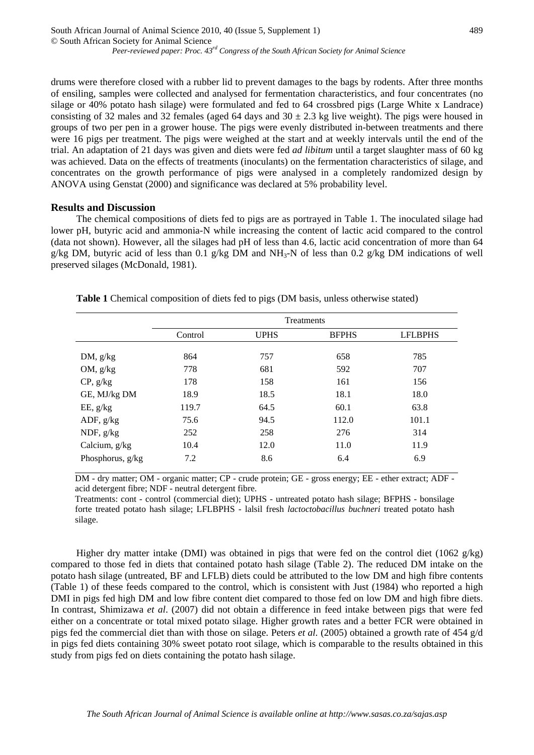drums were therefore closed with a rubber lid to prevent damages to the bags by rodents. After three months of ensiling, samples were collected and analysed for fermentation characteristics, and four concentrates (no silage or 40% potato hash silage) were formulated and fed to 64 crossbred pigs (Large White x Landrace) consisting of 32 males and 32 females (aged 64 days and $30 \pm 2.3$ kg live weight). The pigs were housed in groups of two per pen in a grower house. The pigs were evenly distributed in-between treatments and there were 16 pigs per treatment. The pigs were weighed at the start and at weekly intervals until the end of the trial. An adaptation of 21 days was given and diets were fed *ad libitum* until a target slaughter mass of 60 kg was achieved. Data on the effects of treatments (inoculants) on the fermentation characteristics of silage, and concentrates on the growth performance of pigs were analysed in a completely randomized design by ANOVA using Genstat (2000) and significance was declared at 5% probability level.

## Results and Discussion

The chemical compositions of diets fed to pigs are as portrayed in Table 1. The inoculated silage had lower pH, butyric acid and ammonia-N while increasing the content of lactic acid compared to the control (data not shown). However, all the silages had pH of less than 4.6, lactic acid concentration of more than 64 g/kg DM, butyric acid of less than 0.1 g/kg DM and $NH_3$-N of less than 0.2 g/kg DM indications of well preserved silages (McDonald, 1981).

**Table 1** Chemical composition of diets fed to pigs (DM basis, unless otherwise stated)

| | Treatments | | | |
|---|---|---|---|---|
| | Control | UPHS | BFPHS | LFLBPHS |
| DM, g/kg | 864 | 757 | 658 | 785 |
| OM, g/kg | 778 | 681 | 592 | 707 |
| CP, g/kg | 178 | 158 | 161 | 156 |
| GE, MJ/kg DM | 18.9 | 18.5 | 18.1 | 18.0 |
| EE, g/kg | 119.7 | 64.5 | 60.1 | 63.8 |
| ADF, g/kg | 75.6 | 94.5 | 112.0 | 101.1 |
| NDF, g/kg | 252 | 258 | 276 | 314 |
| Calcium, g/kg | 10.4 | 12.0 | 11.0 | 11.9 |
| Phosphorus, g/kg | 7.2 | 8.6 | 6.4 | 6.9 |

DM - dry matter; OM - organic matter; CP - crude protein; GE - gross energy; EE - ether extract; ADF - acid detergent fibre; NDF - neutral detergent fibre.

Treatments: cont - control (commercial diet); UPHS - untreated potato hash silage; BFPHS - bonsilage forte treated potato hash silage; LFLBPHS - lalsil fresh *lactoctobacillus buchneri* treated potato hash silage.

Higher dry matter intake (DMI) was obtained in pigs that were fed on the control diet (1062 g/kg) compared to those fed in diets that contained potato hash silage (Table 2). The reduced DM intake on the potato hash silage (untreated, BF and LFLB) diets could be attributed to the low DM and high fibre contents (Table 1) of these feeds compared to the control, which is consistent with Just (1984) who reported a high DMI in pigs fed high DM and low fibre content diet compared to those fed on low DM and high fibre diets. In contrast, Shimizawa *et al*. (2007) did not obtain a difference in feed intake between pigs that were fed either on a concentrate or total mixed potato silage. Higher growth rates and a better FCR were obtained in pigs fed the commercial diet than with those on silage. Peters *et al*. (2005) obtained a growth rate of 454 g/d in pigs fed diets containing 30% sweet potato root silage, which is comparable to the results obtained in this study from pigs fed on diets containing the potato hash silage.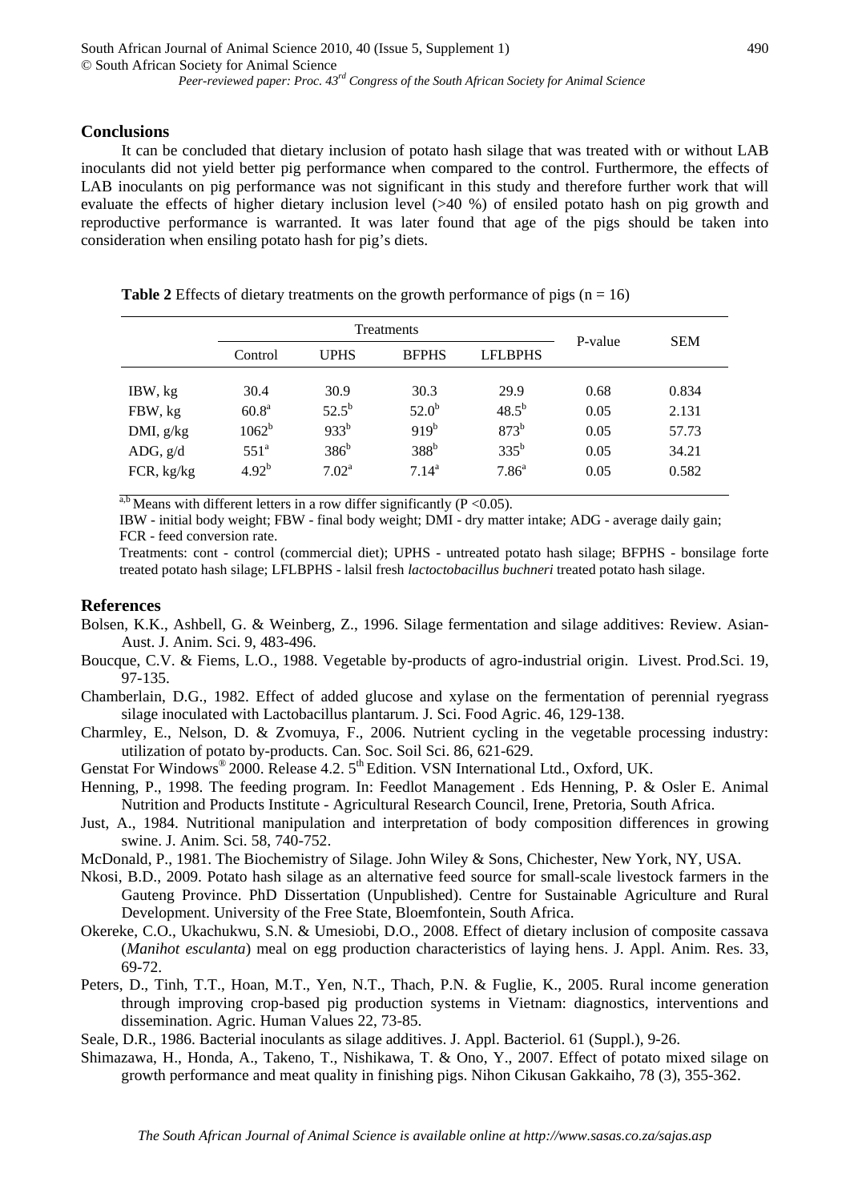## Conclusions

It can be concluded that dietary inclusion of potato hash silage that was treated with or without LAB inoculants did not yield better pig performance when compared to the control. Furthermore, the effects of LAB inoculants on pig performance was not significant in this study and therefore further work that will evaluate the effects of higher dietary inclusion level (>40 %) of ensiled potato hash on pig growth and reproductive performance is warranted. It was later found that age of the pigs should be taken into consideration when ensiling potato hash for pig's diets.

**Table 2** Effects of dietary treatments on the growth performance of pigs (n = 16)

| | Treatments | | | | P-value | SEM |
|---|---|---|---|---|---|---|
| | Control | UPHS | BFPHS | LFLBPHS | | |
| IBW, kg | 30.4 | 30.9 | 30.3 | 29.9 | 0.68 | 0.834 |
| FBW, kg | $60.8^a$ | $52.5^b$ | $52.0^b$ | $48.5^b$ | 0.05 | 2.131 |
| DMI, g/kg | $1062^b$ | $933^b$ | $919^b$ | $873^b$ | 0.05 | 57.73 |
| ADG, g/d | $551^a$ | $386^b$ | $388^b$ | $335^b$ | 0.05 | 34.21 |
| FCR, kg/kg | $4.92^b$ | $7.02^a$ | $7.14^a$ | $7.86^a$ | 0.05 | 0.582 |

$^{a,b}$ Means with different letters in a row differ significantly (P <0.05).

IBW - initial body weight; FBW - final body weight; DMI - dry matter intake; ADG - average daily gain; FCR - feed conversion rate.

Treatments: cont - control (commercial diet); UPHS - untreated potato hash silage; BFPHS - bonsilage forte treated potato hash silage; LFLBPHS - lalsil fresh *lactoctobacillus buchneri* treated potato hash silage.

## References

Bolsen, K.K., Ashbell, G. & Weinberg, Z., 1996. Silage fermentation and silage additives: Review. Asian-Aust. J. Anim. Sci. 9, 483-496.

Boucque, C.V. & Fiems, L.O., 1988. Vegetable by-products of agro-industrial origin. Livest. Prod.Sci. 19, 97-135.

Chamberlain, D.G., 1982. Effect of added glucose and xylase on the fermentation of perennial ryegrass silage inoculated with Lactobacillus plantarum. J. Sci. Food Agric. 46, 129-138.

Charmley, E., Nelson, D. & Zvomuya, F., 2006. Nutrient cycling in the vegetable processing industry: utilization of potato by-products. Can. Soc. Soil Sci. 86, 621-629.

Genstat For Windows® 2000. Release 4.2. 5th Edition. VSN International Ltd., Oxford, UK.

Henning, P., 1998. The feeding program. In: Feedlot Management . Eds Henning, P. & Osler E. Animal Nutrition and Products Institute - Agricultural Research Council, Irene, Pretoria, South Africa.

Just, A., 1984. Nutritional manipulation and interpretation of body composition differences in growing swine. J. Anim. Sci. 58, 740-752.

McDonald, P., 1981. The Biochemistry of Silage. John Wiley & Sons, Chichester, New York, NY, USA.

Nkosi, B.D., 2009. Potato hash silage as an alternative feed source for small-scale livestock farmers in the Gauteng Province. PhD Dissertation (Unpublished). Centre for Sustainable Agriculture and Rural Development. University of the Free State, Bloemfontein, South Africa.

Okereke, C.O., Ukachukwu, S.N. & Umesiobi, D.O., 2008. Effect of dietary inclusion of composite cassava (*Manihot esculanta*) meal on egg production characteristics of laying hens. J. Appl. Anim. Res. 33, 69-72.

Peters, D., Tinh, T.T., Hoan, M.T., Yen, N.T., Thach, P.N. & Fuglie, K., 2005. Rural income generation through improving crop-based pig production systems in Vietnam: diagnostics, interventions and dissemination. Agric. Human Values 22, 73-85.

Seale, D.R., 1986. Bacterial inoculants as silage additives. J. Appl. Bacteriol. 61 (Suppl.), 9-26.

Shimazawa, H., Honda, A., Takeno, T., Nishikawa, T. & Ono, Y., 2007. Effect of potato mixed silage on growth performance and meat quality in finishing pigs. Nihon Cikusan Gakkaiho, 78 (3), 355-362.